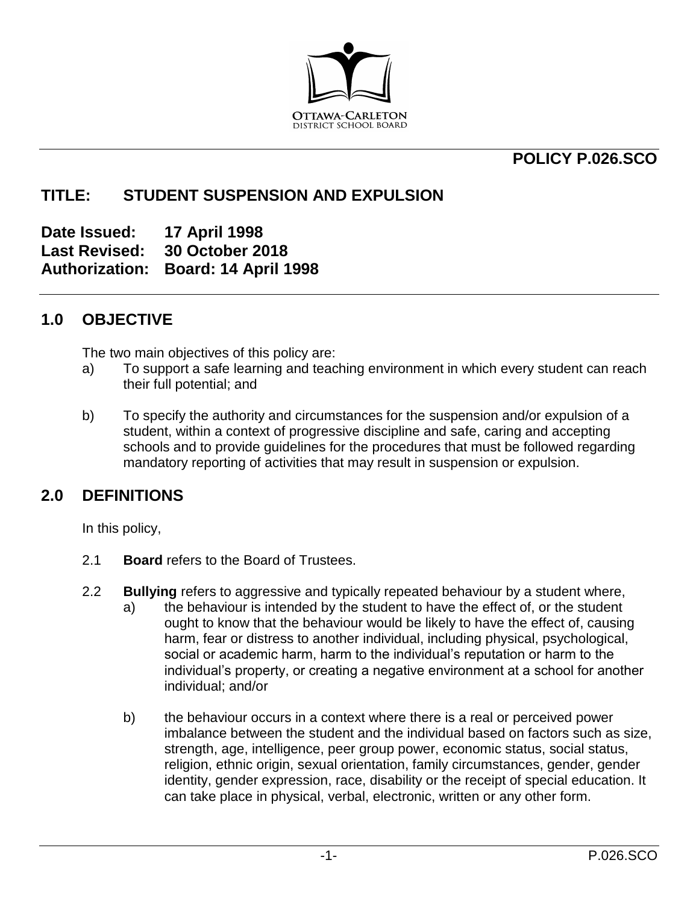**POLICY P.026.SCO**

# TITLE: STUDENT SUSPENSION AND EXPULSION

**Date Issued: 17 April 1998**
**Last Revised: 30 October 2018**
**Authorization: Board: 14 April 1998**

## 1.0 OBJECTIVE

The two main objectives of this policy are:

a) To support a safe learning and teaching environment in which every student can reach their full potential; and

b) To specify the authority and circumstances for the suspension and/or expulsion of a student, within a context of progressive discipline and safe, caring and accepting schools and to provide guidelines for the procedures that must be followed regarding mandatory reporting of activities that may result in suspension or expulsion.

## 2.0 DEFINITIONS

In this policy,

2.1 **Board** refers to the Board of Trustees.

2.2 **Bullying** refers to aggressive and typically repeated behaviour by a student where,

a) the behaviour is intended by the student to have the effect of, or the student ought to know that the behaviour would be likely to have the effect of, causing harm, fear or distress to another individual, including physical, psychological, social or academic harm, harm to the individual's reputation or harm to the individual's property, or creating a negative environment at a school for another individual; and/or

b) the behaviour occurs in a context where there is a real or perceived power imbalance between the student and the individual based on factors such as size, strength, age, intelligence, peer group power, economic status, social status, religion, ethnic origin, sexual orientation, family circumstances, gender, gender identity, gender expression, race, disability or the receipt of special education. It can take place in physical, verbal, electronic, written or any other form.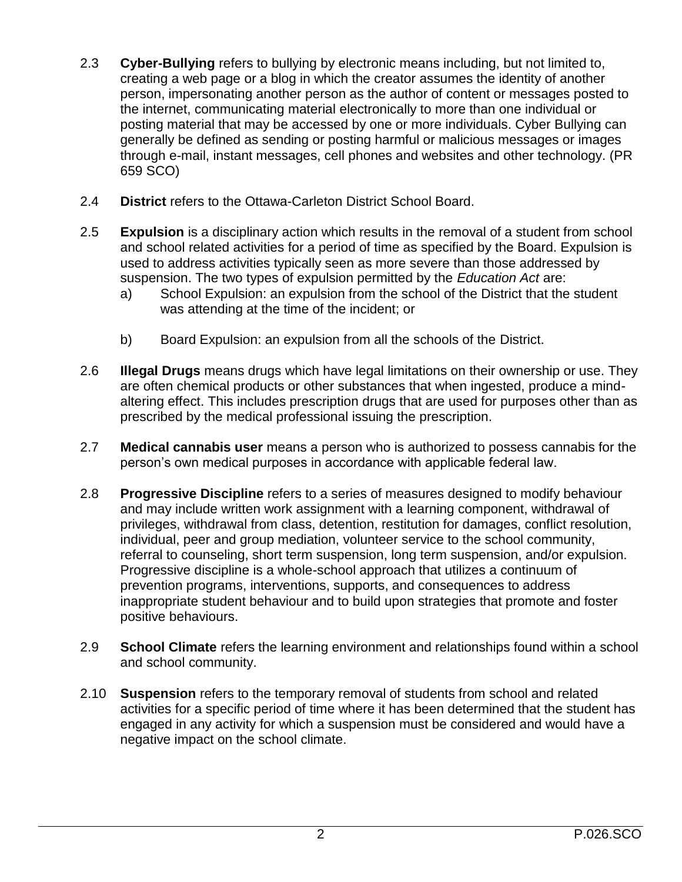2.3 **Cyber-Bullying** refers to bullying by electronic means including, but not limited to, creating a web page or a blog in which the creator assumes the identity of another person, impersonating another person as the author of content or messages posted to the internet, communicating material electronically to more than one individual or posting material that may be accessed by one or more individuals. Cyber Bullying can generally be defined as sending or posting harmful or malicious messages or images through e-mail, instant messages, cell phones and websites and other technology. (PR 659 SCO)

2.4 **District** refers to the Ottawa-Carleton District School Board.

2.5 **Expulsion** is a disciplinary action which results in the removal of a student from school and school related activities for a period of time as specified by the Board. Expulsion is used to address activities typically seen as more severe than those addressed by suspension. The two types of expulsion permitted by the *Education Act* are:

a) School Expulsion: an expulsion from the school of the District that the student was attending at the time of the incident; or

b) Board Expulsion: an expulsion from all the schools of the District.

2.6 **Illegal Drugs** means drugs which have legal limitations on their ownership or use. They are often chemical products or other substances that when ingested, produce a mind-altering effect. This includes prescription drugs that are used for purposes other than as prescribed by the medical professional issuing the prescription.

2.7 **Medical cannabis user** means a person who is authorized to possess cannabis for the person's own medical purposes in accordance with applicable federal law.

2.8 **Progressive Discipline** refers to a series of measures designed to modify behaviour and may include written work assignment with a learning component, withdrawal of privileges, withdrawal from class, detention, restitution for damages, conflict resolution, individual, peer and group mediation, volunteer service to the school community, referral to counseling, short term suspension, long term suspension, and/or expulsion. Progressive discipline is a whole-school approach that utilizes a continuum of prevention programs, interventions, supports, and consequences to address inappropriate student behaviour and to build upon strategies that promote and foster positive behaviours.

2.9 **School Climate** refers the learning environment and relationships found within a school and school community.

2.10 **Suspension** refers to the temporary removal of students from school and related activities for a specific period of time where it has been determined that the student has engaged in any activity for which a suspension must be considered and would have a negative impact on the school climate.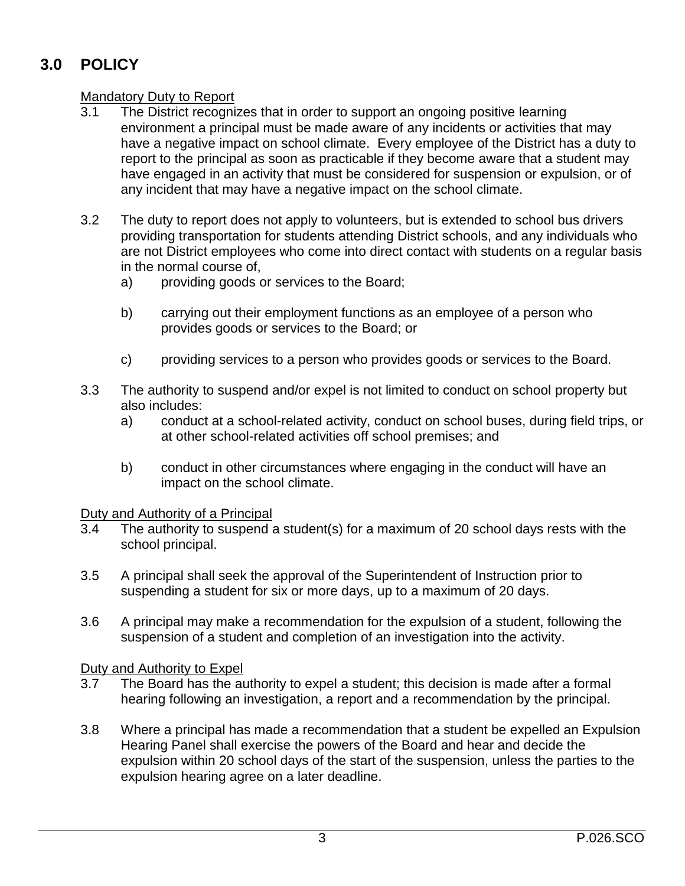## 3.0 POLICY

Mandatory Duty to Report

3.1 The District recognizes that in order to support an ongoing positive learning environment a principal must be made aware of any incidents or activities that may have a negative impact on school climate. Every employee of the District has a duty to report to the principal as soon as practicable if they become aware that a student may have engaged in an activity that must be considered for suspension or expulsion, or of any incident that may have a negative impact on the school climate.

3.2 The duty to report does not apply to volunteers, but is extended to school bus drivers providing transportation for students attending District schools, and any individuals who are not District employees who come into direct contact with students on a regular basis in the normal course of,

   a) providing goods or services to the Board;

   b) carrying out their employment functions as an employee of a person who provides goods or services to the Board; or

   c) providing services to a person who provides goods or services to the Board.

3.3 The authority to suspend and/or expel is not limited to conduct on school property but also includes:

   a) conduct at a school-related activity, conduct on school buses, during field trips, or at other school-related activities off school premises; and

   b) conduct in other circumstances where engaging in the conduct will have an impact on the school climate.

Duty and Authority of a Principal

3.4 The authority to suspend a student(s) for a maximum of 20 school days rests with the school principal.

3.5 A principal shall seek the approval of the Superintendent of Instruction prior to suspending a student for six or more days, up to a maximum of 20 days.

3.6 A principal may make a recommendation for the expulsion of a student, following the suspension of a student and completion of an investigation into the activity.

Duty and Authority to Expel

3.7 The Board has the authority to expel a student; this decision is made after a formal hearing following an investigation, a report and a recommendation by the principal.

3.8 Where a principal has made a recommendation that a student be expelled an Expulsion Hearing Panel shall exercise the powers of the Board and hear and decide the expulsion within 20 school days of the start of the suspension, unless the parties to the expulsion hearing agree on a later deadline.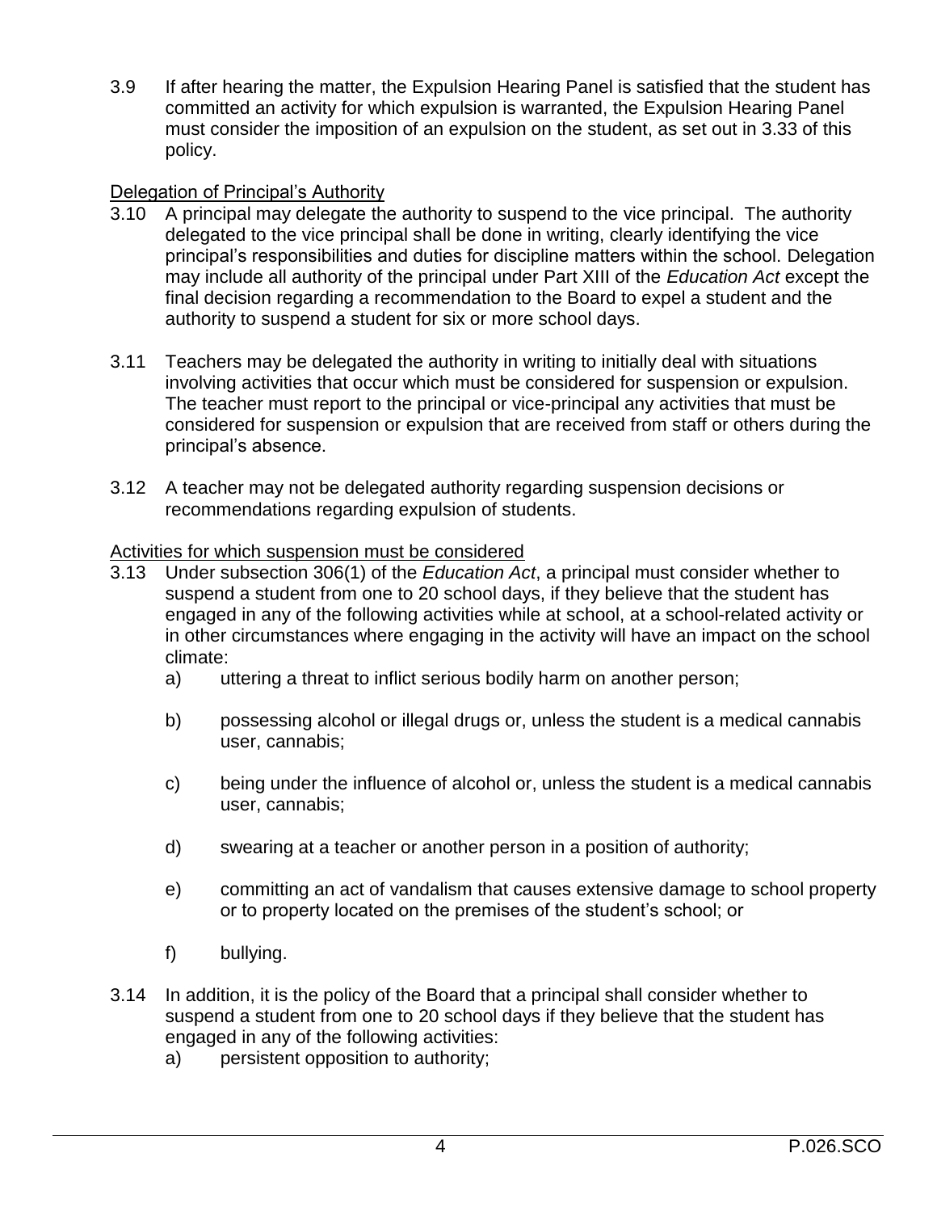3.9 If after hearing the matter, the Expulsion Hearing Panel is satisfied that the student has committed an activity for which expulsion is warranted, the Expulsion Hearing Panel must consider the imposition of an expulsion on the student, as set out in 3.33 of this policy.

<u>Delegation of Principal's Authority</u>

3.10 A principal may delegate the authority to suspend to the vice principal. The authority delegated to the vice principal shall be done in writing, clearly identifying the vice principal's responsibilities and duties for discipline matters within the school. Delegation may include all authority of the principal under Part XIII of the *Education Act* except the final decision regarding a recommendation to the Board to expel a student and the authority to suspend a student for six or more school days.

3.11 Teachers may be delegated the authority in writing to initially deal with situations involving activities that occur which must be considered for suspension or expulsion. The teacher must report to the principal or vice-principal any activities that must be considered for suspension or expulsion that are received from staff or others during the principal's absence.

3.12 A teacher may not be delegated authority regarding suspension decisions or recommendations regarding expulsion of students.

<u>Activities for which suspension must be considered</u>

3.13 Under subsection 306(1) of the *Education Act*, a principal must consider whether to suspend a student from one to 20 school days, if they believe that the student has engaged in any of the following activities while at school, at a school-related activity or in other circumstances where engaging in the activity will have an impact on the school climate:

a) uttering a threat to inflict serious bodily harm on another person;

b) possessing alcohol or illegal drugs or, unless the student is a medical cannabis user, cannabis;

c) being under the influence of alcohol or, unless the student is a medical cannabis user, cannabis;

d) swearing at a teacher or another person in a position of authority;

e) committing an act of vandalism that causes extensive damage to school property or to property located on the premises of the student's school; or

f) bullying.

3.14 In addition, it is the policy of the Board that a principal shall consider whether to suspend a student from one to 20 school days if they believe that the student has engaged in any of the following activities:

a) persistent opposition to authority;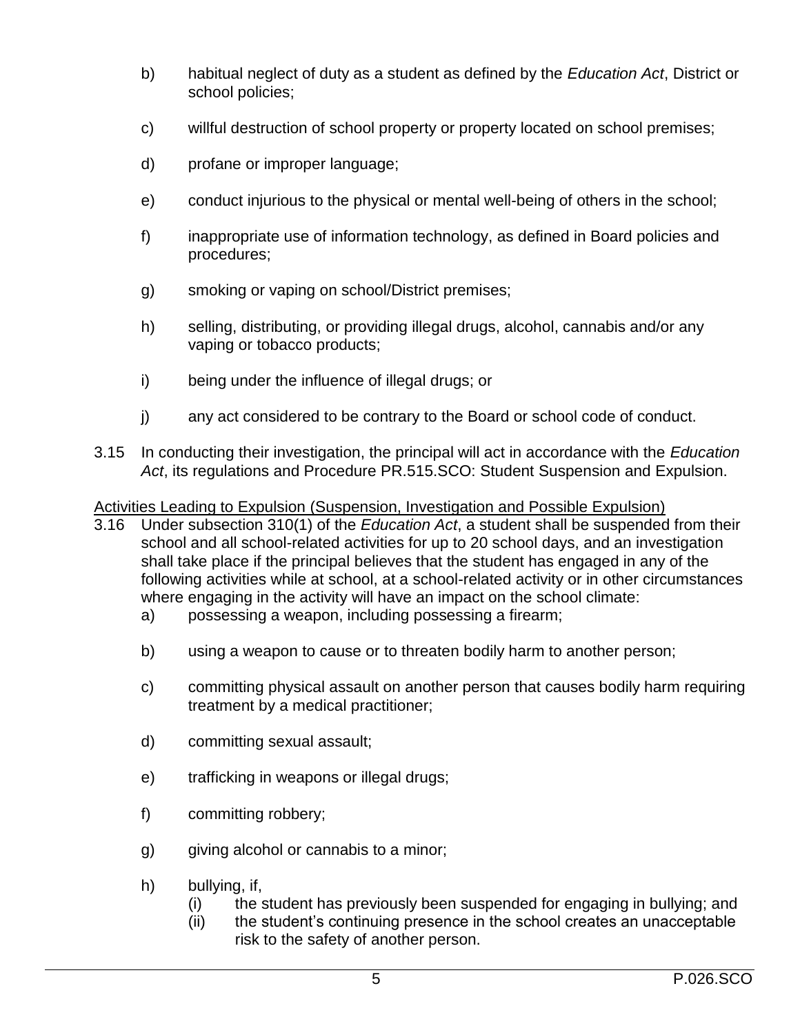b) habitual neglect of duty as a student as defined by the *Education Act*, District or school policies;

c) willful destruction of school property or property located on school premises;

d) profane or improper language;

e) conduct injurious to the physical or mental well-being of others in the school;

f) inappropriate use of information technology, as defined in Board policies and procedures;

g) smoking or vaping on school/District premises;

h) selling, distributing, or providing illegal drugs, alcohol, cannabis and/or any vaping or tobacco products;

i) being under the influence of illegal drugs; or

j) any act considered to be contrary to the Board or school code of conduct.

3.15 In conducting their investigation, the principal will act in accordance with the *Education Act*, its regulations and Procedure PR.515.SCO: Student Suspension and Expulsion.

Activities Leading to Expulsion (Suspension, Investigation and Possible Expulsion)

3.16 Under subsection 310(1) of the *Education Act*, a student shall be suspended from their school and all school-related activities for up to 20 school days, and an investigation shall take place if the principal believes that the student has engaged in any of the following activities while at school, at a school-related activity or in other circumstances where engaging in the activity will have an impact on the school climate:

a) possessing a weapon, including possessing a firearm;

b) using a weapon to cause or to threaten bodily harm to another person;

c) committing physical assault on another person that causes bodily harm requiring treatment by a medical practitioner;

d) committing sexual assault;

e) trafficking in weapons or illegal drugs;

f) committing robbery;

g) giving alcohol or cannabis to a minor;

h) bullying, if,

(i) the student has previously been suspended for engaging in bullying; and

(ii) the student's continuing presence in the school creates an unacceptable risk to the safety of another person.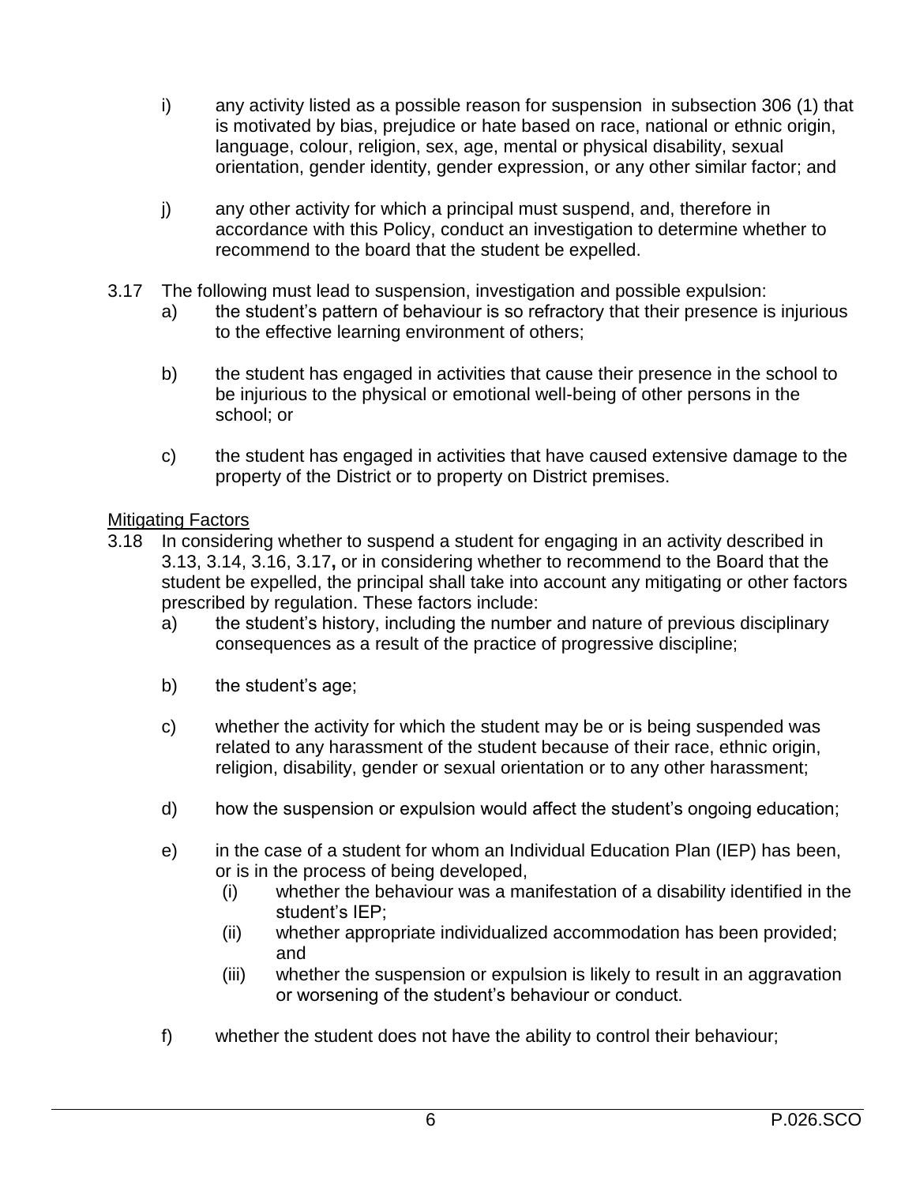i) any activity listed as a possible reason for suspension in subsection 306 (1) that is motivated by bias, prejudice or hate based on race, national or ethnic origin, language, colour, religion, sex, age, mental or physical disability, sexual orientation, gender identity, gender expression, or any other similar factor; and

j) any other activity for which a principal must suspend, and, therefore in accordance with this Policy, conduct an investigation to determine whether to recommend to the board that the student be expelled.

3.17 The following must lead to suspension, investigation and possible expulsion:

a) the student's pattern of behaviour is so refractory that their presence is injurious to the effective learning environment of others;

b) the student has engaged in activities that cause their presence in the school to be injurious to the physical or emotional well-being of other persons in the school; or

c) the student has engaged in activities that have caused extensive damage to the property of the District or to property on District premises.

<u>Mitigating Factors</u>

3.18 In considering whether to suspend a student for engaging in an activity described in 3.13, 3.14, 3.16, 3.17**,** or in considering whether to recommend to the Board that the student be expelled, the principal shall take into account any mitigating or other factors prescribed by regulation. These factors include:

a) the student's history, including the number and nature of previous disciplinary consequences as a result of the practice of progressive discipline;

b) the student's age;

c) whether the activity for which the student may be or is being suspended was related to any harassment of the student because of their race, ethnic origin, religion, disability, gender or sexual orientation or to any other harassment;

d) how the suspension or expulsion would affect the student's ongoing education;

e) in the case of a student for whom an Individual Education Plan (IEP) has been, or is in the process of being developed,

   (i) whether the behaviour was a manifestation of a disability identified in the student's IEP;

   (ii) whether appropriate individualized accommodation has been provided; and

   (iii) whether the suspension or expulsion is likely to result in an aggravation or worsening of the student's behaviour or conduct.

f) whether the student does not have the ability to control their behaviour;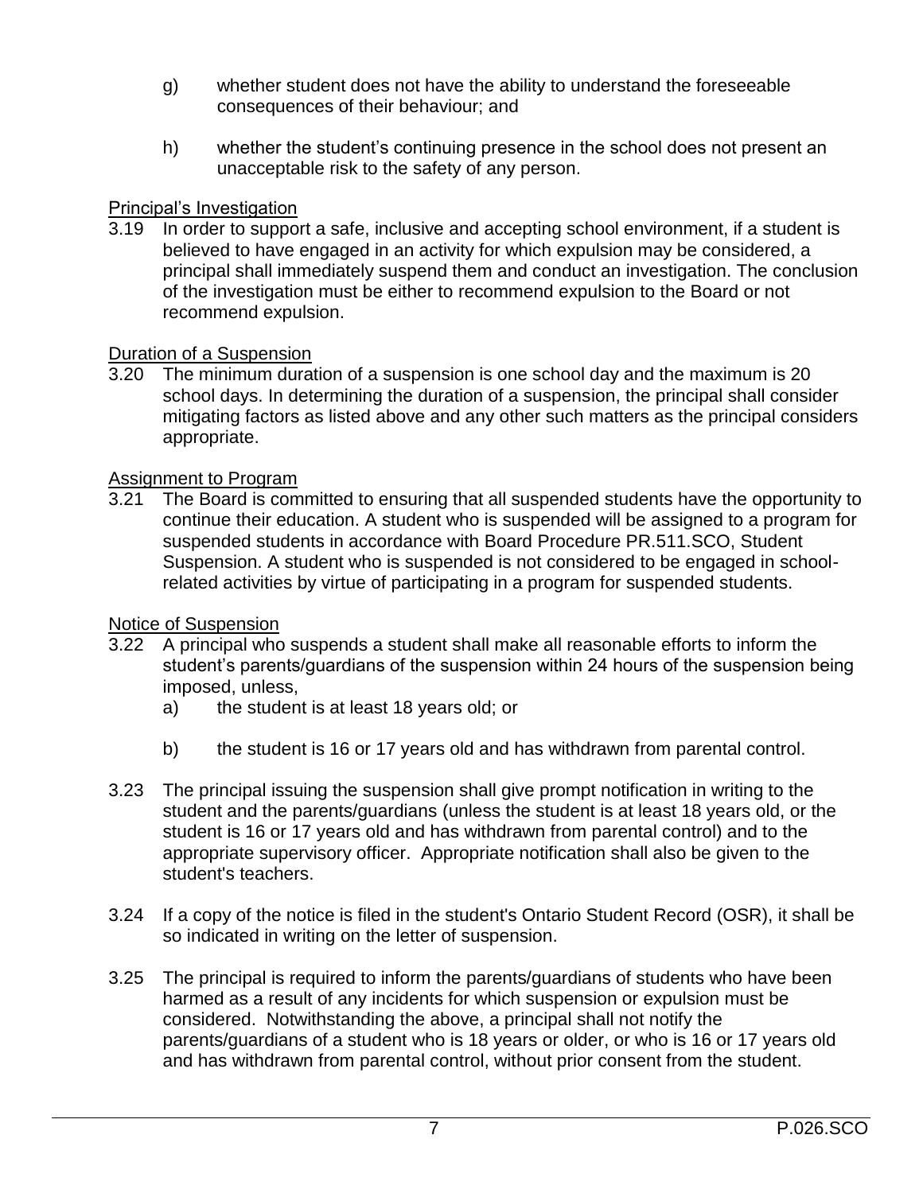g) whether student does not have the ability to understand the foreseeable consequences of their behaviour; and

h) whether the student's continuing presence in the school does not present an unacceptable risk to the safety of any person.

<u>Principal's Investigation</u>

3.19 In order to support a safe, inclusive and accepting school environment, if a student is believed to have engaged in an activity for which expulsion may be considered, a principal shall immediately suspend them and conduct an investigation. The conclusion of the investigation must be either to recommend expulsion to the Board or not recommend expulsion.

<u>Duration of a Suspension</u>

3.20 The minimum duration of a suspension is one school day and the maximum is 20 school days. In determining the duration of a suspension, the principal shall consider mitigating factors as listed above and any other such matters as the principal considers appropriate.

<u>Assignment to Program</u>

3.21 The Board is committed to ensuring that all suspended students have the opportunity to continue their education. A student who is suspended will be assigned to a program for suspended students in accordance with Board Procedure PR.511.SCO, Student Suspension. A student who is suspended is not considered to be engaged in school-related activities by virtue of participating in a program for suspended students.

<u>Notice of Suspension</u>

3.22 A principal who suspends a student shall make all reasonable efforts to inform the student's parents/guardians of the suspension within 24 hours of the suspension being imposed, unless,

a) the student is at least 18 years old; or

b) the student is 16 or 17 years old and has withdrawn from parental control.

3.23 The principal issuing the suspension shall give prompt notification in writing to the student and the parents/guardians (unless the student is at least 18 years old, or the student is 16 or 17 years old and has withdrawn from parental control) and to the appropriate supervisory officer. Appropriate notification shall also be given to the student's teachers.

3.24 If a copy of the notice is filed in the student's Ontario Student Record (OSR), it shall be so indicated in writing on the letter of suspension.

3.25 The principal is required to inform the parents/guardians of students who have been harmed as a result of any incidents for which suspension or expulsion must be considered. Notwithstanding the above, a principal shall not notify the parents/guardians of a student who is 18 years or older, or who is 16 or 17 years old and has withdrawn from parental control, without prior consent from the student.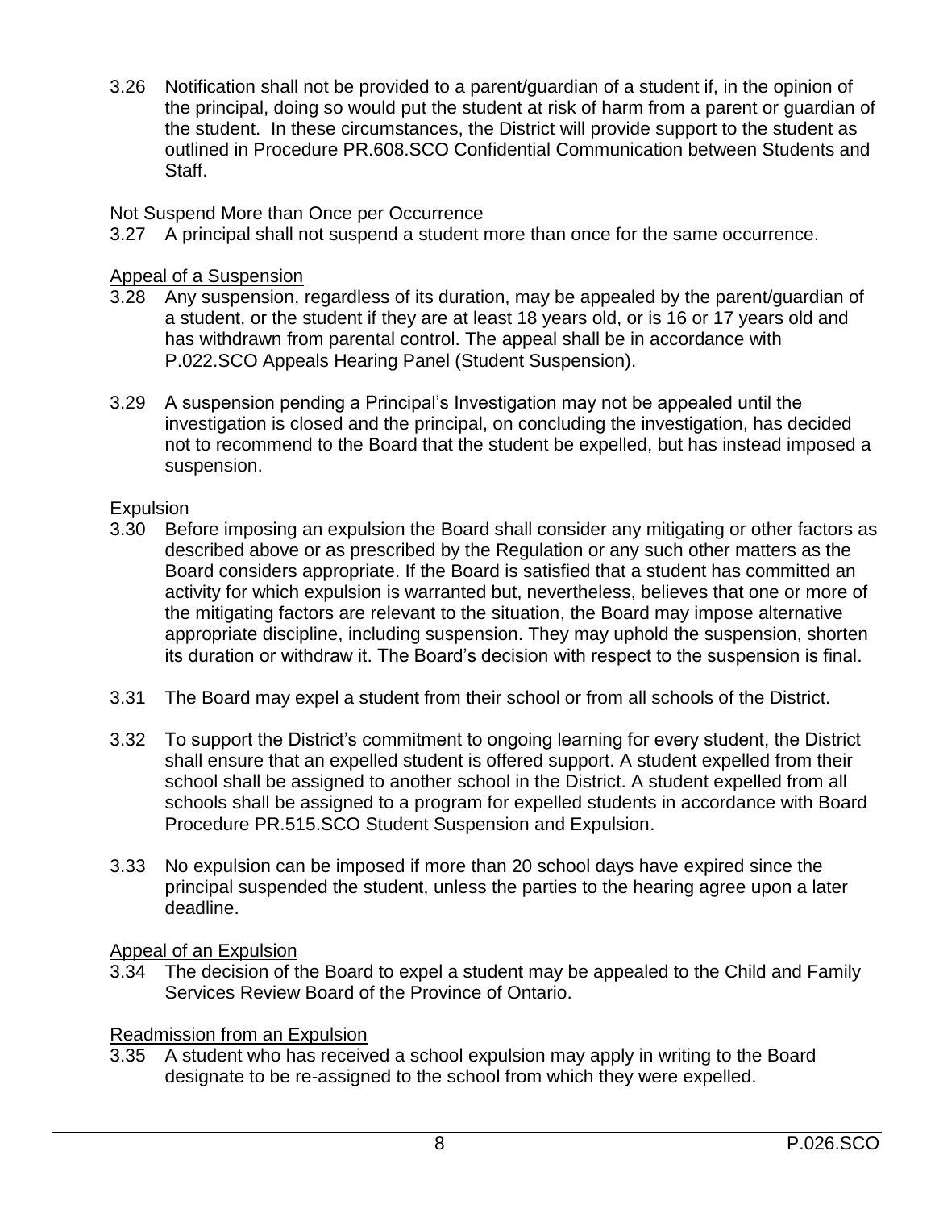3.26 Notification shall not be provided to a parent/guardian of a student if, in the opinion of the principal, doing so would put the student at risk of harm from a parent or guardian of the student. In these circumstances, the District will provide support to the student as outlined in Procedure PR.608.SCO Confidential Communication between Students and Staff.

<u>Not Suspend More than Once per Occurrence</u>

3.27 A principal shall not suspend a student more than once for the same occurrence.

<u>Appeal of a Suspension</u>

3.28 Any suspension, regardless of its duration, may be appealed by the parent/guardian of a student, or the student if they are at least 18 years old, or is 16 or 17 years old and has withdrawn from parental control. The appeal shall be in accordance with P.022.SCO Appeals Hearing Panel (Student Suspension).

3.29 A suspension pending a Principal's Investigation may not be appealed until the investigation is closed and the principal, on concluding the investigation, has decided not to recommend to the Board that the student be expelled, but has instead imposed a suspension.

<u>Expulsion</u>

3.30 Before imposing an expulsion the Board shall consider any mitigating or other factors as described above or as prescribed by the Regulation or any such other matters as the Board considers appropriate. If the Board is satisfied that a student has committed an activity for which expulsion is warranted but, nevertheless, believes that one or more of the mitigating factors are relevant to the situation, the Board may impose alternative appropriate discipline, including suspension. They may uphold the suspension, shorten its duration or withdraw it. The Board's decision with respect to the suspension is final.

3.31 The Board may expel a student from their school or from all schools of the District.

3.32 To support the District's commitment to ongoing learning for every student, the District shall ensure that an expelled student is offered support. A student expelled from their school shall be assigned to another school in the District. A student expelled from all schools shall be assigned to a program for expelled students in accordance with Board Procedure PR.515.SCO Student Suspension and Expulsion.

3.33 No expulsion can be imposed if more than 20 school days have expired since the principal suspended the student, unless the parties to the hearing agree upon a later deadline.

<u>Appeal of an Expulsion</u>

3.34 The decision of the Board to expel a student may be appealed to the Child and Family Services Review Board of the Province of Ontario.

<u>Readmission from an Expulsion</u>

3.35 A student who has received a school expulsion may apply in writing to the Board designate to be re-assigned to the school from which they were expelled.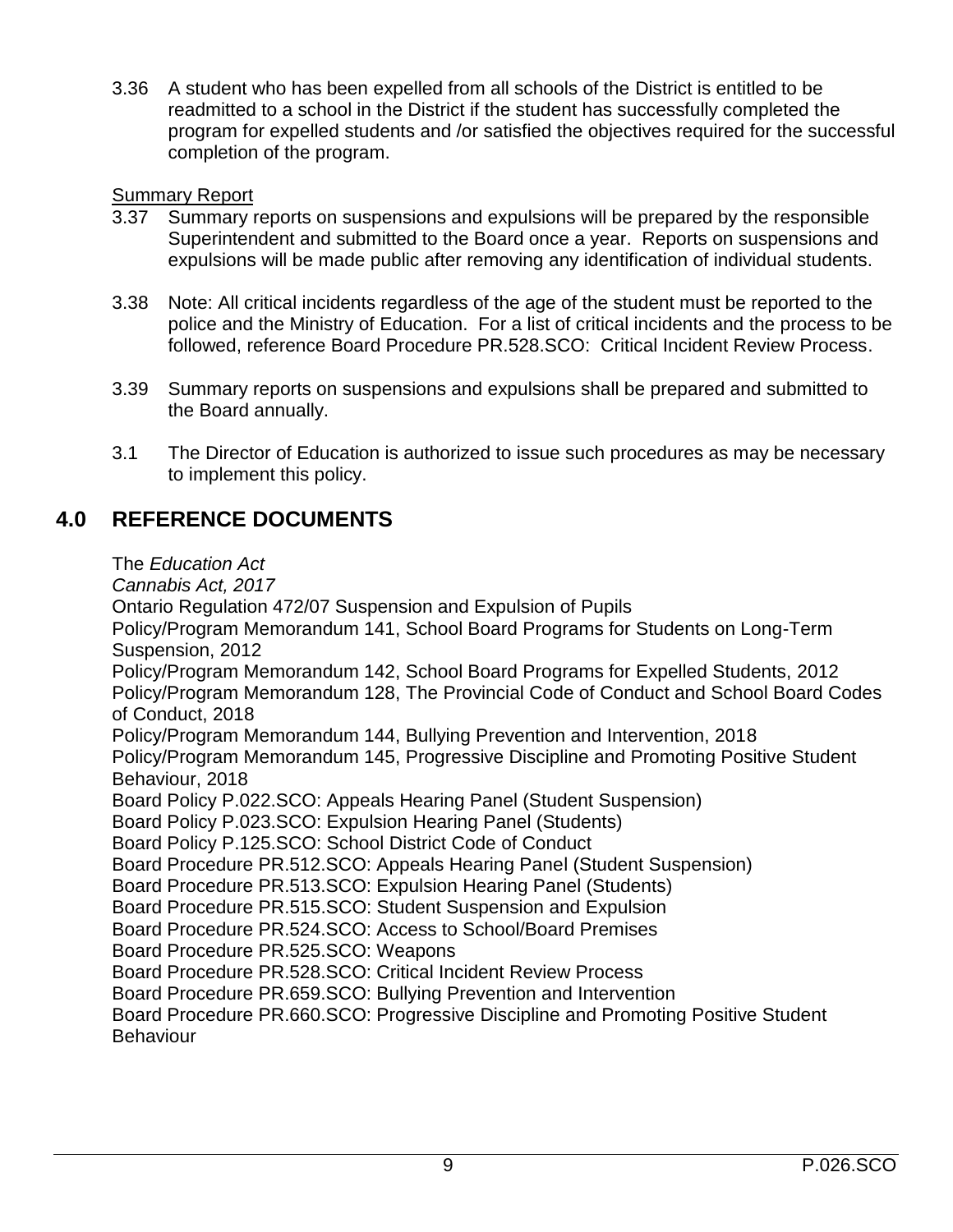3.36 A student who has been expelled from all schools of the District is entitled to be readmitted to a school in the District if the student has successfully completed the program for expelled students and /or satisfied the objectives required for the successful completion of the program.

<u>Summary Report</u>

3.37 Summary reports on suspensions and expulsions will be prepared by the responsible Superintendent and submitted to the Board once a year. Reports on suspensions and expulsions will be made public after removing any identification of individual students.

3.38 Note: All critical incidents regardless of the age of the student must be reported to the police and the Ministry of Education. For a list of critical incidents and the process to be followed, reference Board Procedure PR.528.SCO: Critical Incident Review Process.

3.39 Summary reports on suspensions and expulsions shall be prepared and submitted to the Board annually.

3.1 The Director of Education is authorized to issue such procedures as may be necessary to implement this policy.

## 4.0 REFERENCE DOCUMENTS

The *Education Act*
*Cannabis Act, 2017*
Ontario Regulation 472/07 Suspension and Expulsion of Pupils
Policy/Program Memorandum 141, School Board Programs for Students on Long-Term Suspension, 2012
Policy/Program Memorandum 142, School Board Programs for Expelled Students, 2012
Policy/Program Memorandum 128, The Provincial Code of Conduct and School Board Codes of Conduct, 2018
Policy/Program Memorandum 144, Bullying Prevention and Intervention, 2018
Policy/Program Memorandum 145, Progressive Discipline and Promoting Positive Student Behaviour, 2018
Board Policy P.022.SCO: Appeals Hearing Panel (Student Suspension)
Board Policy P.023.SCO: Expulsion Hearing Panel (Students)
Board Policy P.125.SCO: School District Code of Conduct
Board Procedure PR.512.SCO: Appeals Hearing Panel (Student Suspension)
Board Procedure PR.513.SCO: Expulsion Hearing Panel (Students)
Board Procedure PR.515.SCO: Student Suspension and Expulsion
Board Procedure PR.524.SCO: Access to School/Board Premises
Board Procedure PR.525.SCO: Weapons
Board Procedure PR.528.SCO: Critical Incident Review Process
Board Procedure PR.659.SCO: Bullying Prevention and Intervention
Board Procedure PR.660.SCO: Progressive Discipline and Promoting Positive Student Behaviour